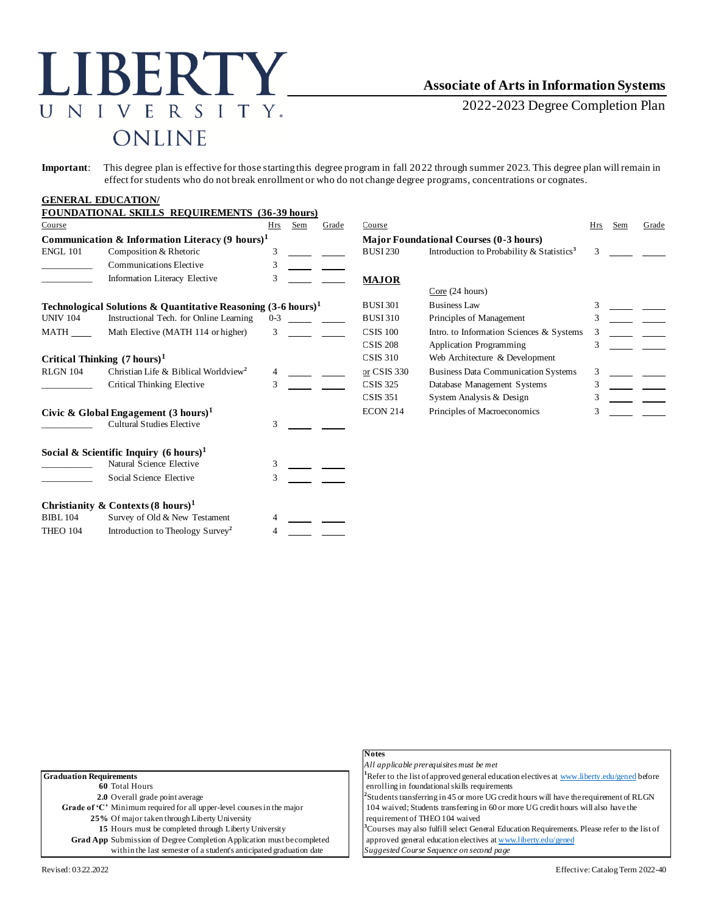# LIBERTY UNIVERSITY ONLINE

## Associate of Arts in Information Systems

2022-2023 Degree Completion Plan

**Important**: This degree plan is effective for those starting this degree program in fall 2022 through summer 2023. This degree plan will remain in effect for students who do not break enrollment or who do not change degree programs, concentrations or cognates.

### GENERAL EDUCATION/ FOUNDATIONAL SKILLS REQUIREMENTS (36-39 hours)

| Course | | Hrs | Sem | Grade |
|---|---|---|---|---|
| **Communication & Information Literacy (9 hours)[1]** | | | | |
| ENGL 101 | Composition & Rhetoric | 3 | | |
| ________ | Communications Elective | 3 | | |
| ________ | Information Literacy Elective | 3 | | |
| **Technological Solutions & Quantitative Reasoning (3-6 hours)[1]** | | | | |
| UNIV 104 | Instructional Tech. for Online Learning | 0-3 | | |
| MATH ____ | Math Elective (MATH 114 or higher) | 3 | | |
| **Critical Thinking (7 hours)[1]** | | | | |
| RLGN 104 | Christian Life & Biblical Worldview[2] | 4 | | |
| ________ | Critical Thinking Elective | 3 | | |
| **Civic & Global Engagement (3 hours)[1]** | | | | |
| ________ | Cultural Studies Elective | 3 | | |
| **Social & Scientific Inquiry (6 hours)[1]** | | | | |
| ________ | Natural Science Elective | 3 | | |
| ________ | Social Science Elective | 3 | | |
| **Christianity & Contexts (8 hours)[1]** | | | | |
| BIBL 104 | Survey of Old & New Testament | 4 | | |
| THEO 104 | Introduction to Theology Survey[2] | 4 | | |

| Course | | Hrs | Sem | Grade |
|---|---|---|---|---|
| **Major Foundational Courses (0-3 hours)** | | | | |
| BUSI 230 | Introduction to Probability & Statistics[3] | 3 | | |
| **MAJOR** | | | | |
| | Core (24 hours) | | | |
| BUSI 301 | Business Law | 3 | | |
| BUSI 310 | Principles of Management | 3 | | |
| CSIS 100 | Intro. to Information Sciences & Systems | 3 | | |
| CSIS 208 | Application Programming | 3 | | |
| CSIS 310 | Web Architecture & Development | | | |
| or CSIS 330 | Business Data Communication Systems | 3 | | |
| CSIS 325 | Database Management Systems | 3 | | |
| CSIS 351 | System Analysis & Design | 3 | | |
| ECON 214 | Principles of Macroeconomics | 3 | | |

**Graduation Requirements**

- **60** Total Hours
- **2.0** Overall grade point average
- **Grade of 'C'** Minimum required for all upper-level courses in the major
- **25%** Of major taken through Liberty University
- **15** Hours must be completed through Liberty University
- **Grad App** Submission of Degree Completion Application must be completed within the last semester of a student's anticipated graduation date

**Notes**

*All applicable prerequisites must be met*

[1]Refer to the list of approved general education electives at www.liberty.edu/gened before enrolling in foundational skills requirements

[2]Students transferring in 45 or more UG credit hours will have the requirement of RLGN 104 waived; Students transferring in 60 or more UG credit hours will also have the requirement of THEO 104 waived

[3]Courses may also fulfill select General Education Requirements. Please refer to the list of approved general education electives at www.liberty.edu/gened

*Suggested Course Sequence on second page*

Revised: 03.22.2022

Effective: Catalog Term 2022-40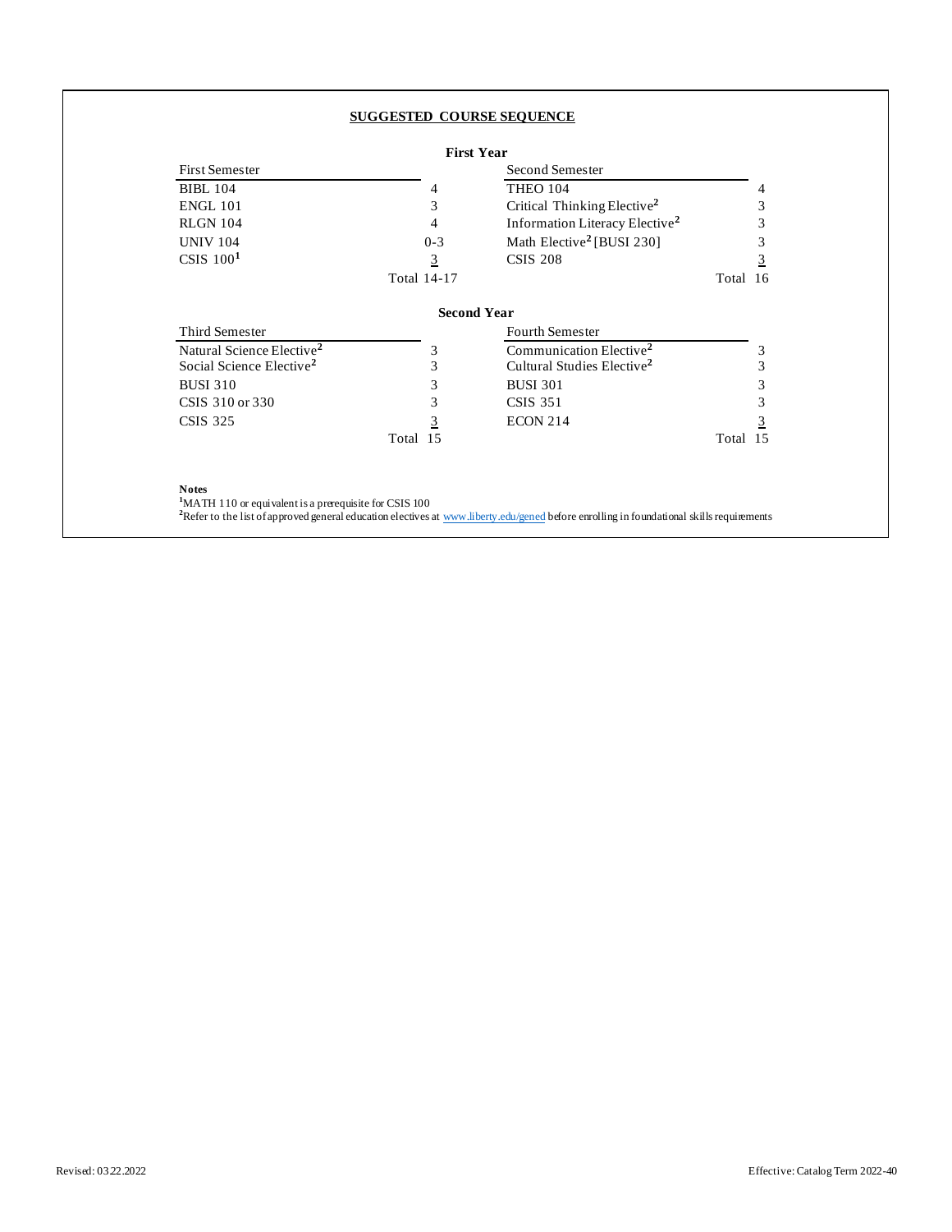## SUGGESTED COURSE SEQUENCE

### First Year

| First Semester | | Second Semester | |
|---|---|---|---|
| BIBL 104 | 4 | THEO 104 | 4 |
| ENGL 101 | 3 | Critical Thinking Elective[2] | 3 |
| RLGN 104 | 4 | Information Literacy Elective[2] | 3 |
| UNIV 104 | 0-3 | Math Elective[2] [BUSI 230] | 3 |
| CSIS 100[1] | 3 | CSIS 208 | 3 |
| | Total 14-17 | | Total 16 |

### Second Year

| Third Semester | | Fourth Semester | |
|---|---|---|---|
| Natural Science Elective[2] | 3 | Communication Elective[2] | 3 |
| Social Science Elective[2] | 3 | Cultural Studies Elective[2] | 3 |
| BUSI 310 | 3 | BUSI 301 | 3 |
| CSIS 310 or 330 | 3 | CSIS 351 | 3 |
| CSIS 325 | 3 | ECON 214 | 3 |
| | Total 15 | | Total 15 |

**Notes**

[1]MATH 110 or equivalent is a prerequisite for CSIS 100

[2]Refer to the list of approved general education electives at www.liberty.edu/gened before enrolling in foundational skills requirements

Revised: 03.22.2022

Effective: Catalog Term 2022-40